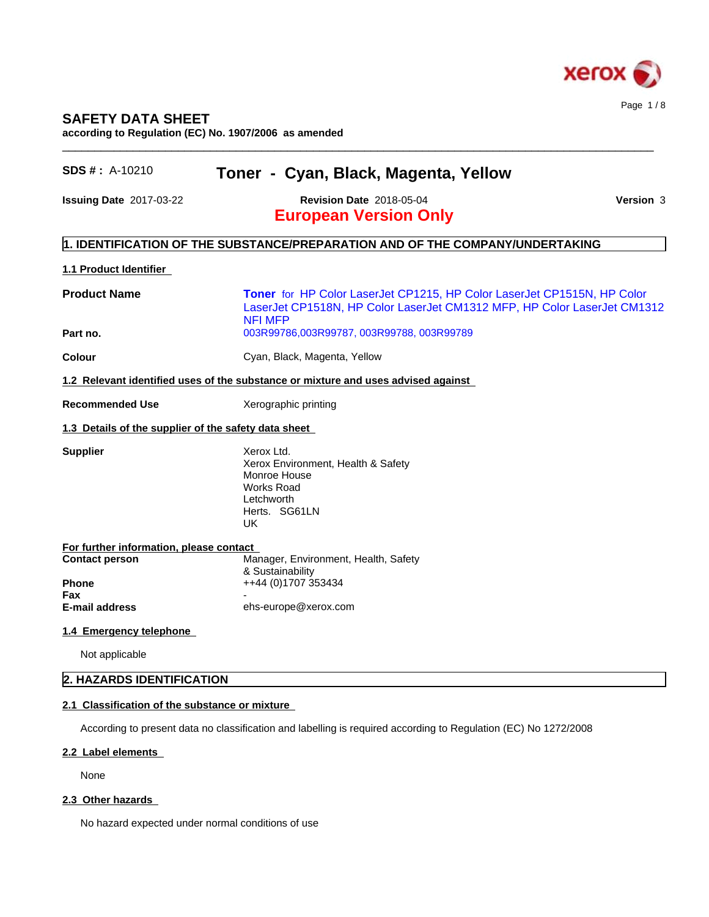# SAFETY DATA SHEET

**according to Regulation (EC) No. 1907/2006 as amended**

**SDS # :** A-10210 &nbsp;&nbsp;&nbsp;&nbsp; **Toner - Cyan, Black, Magenta, Yellow**

**Issuing Date** 2017-03-22 &nbsp;&nbsp;&nbsp;&nbsp; **Revision Date** 2018-05-04 &nbsp;&nbsp;&nbsp;&nbsp; **Version** 3

**European Version Only**

## 1. IDENTIFICATION OF THE SUBSTANCE/PREPARATION AND OF THE COMPANY/UNDERTAKING

### 1.1 Product Identifier

**Product Name**: **Toner** for HP Color LaserJet CP1215, HP Color LaserJet CP1515N, HP Color LaserJet CP1518N, HP Color LaserJet CM1312 MFP, HP Color LaserJet CM1312 NFI MFP

**Part no.**: 003R99786,003R99787, 003R99788, 003R99789

**Colour**: Cyan, Black, Magenta, Yellow

### 1.2 Relevant identified uses of the substance or mixture and uses advised against

**Recommended Use**: Xerographic printing

### 1.3 Details of the supplier of the safety data sheet

**Supplier**: Xerox Ltd.
Xerox Environment, Health & Safety
Monroe House
Works Road
Letchworth
Herts. SG61LN
UK

**For further information, please contact**

**Contact person**: Manager, Environment, Health, Safety & Sustainability
**Phone**: ++44 (0)1707 353434
**Fax**: -
**E-mail address**: ehs-europe@xerox.com

### 1.4 Emergency telephone

Not applicable

## 2. HAZARDS IDENTIFICATION

### 2.1 Classification of the substance or mixture

According to present data no classification and labelling is required according to Regulation (EC) No 1272/2008

### 2.2 Label elements

None

### 2.3 Other hazards

No hazard expected under normal conditions of use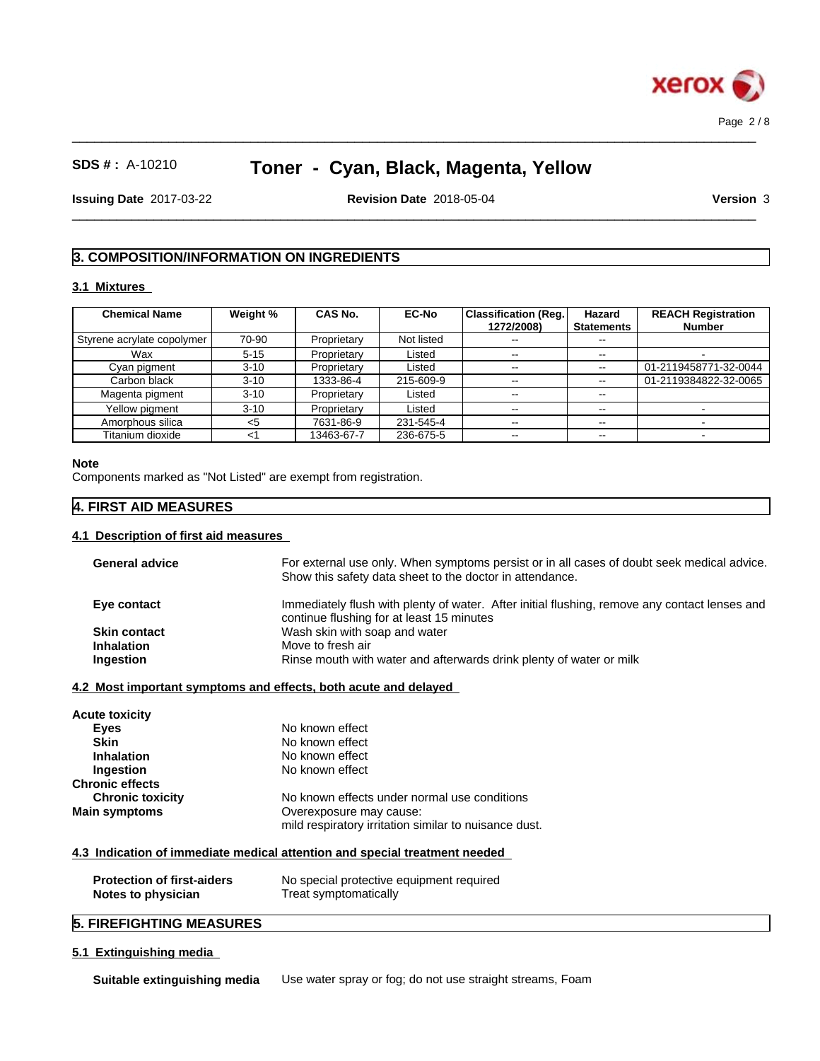## 3. COMPOSITION/INFORMATION ON INGREDIENTS

### 3.1 Mixtures

| Chemical Name | Weight % | CAS No. | EC-No | Classification (Reg. 1272/2008) | Hazard Statements | REACH Registration Number |
|---|---|---|---|---|---|---|
| Styrene acrylate copolymer | 70-90 | Proprietary | Not listed | -- | -- | |
| Wax | 5-15 | Proprietary | Listed | -- | -- | - |
| Cyan pigment | 3-10 | Proprietary | Listed | -- | -- | 01-2119458771-32-0044 |
| Carbon black | 3-10 | 1333-86-4 | 215-609-9 | -- | -- | 01-2119384822-32-0065 |
| Magenta pigment | 3-10 | Proprietary | Listed | -- | -- | |
| Yellow pigment | 3-10 | Proprietary | Listed | -- | -- | - |
| Amorphous silica | <5 | 7631-86-9 | 231-545-4 | -- | -- | - |
| Titanium dioxide | <1 | 13463-67-7 | 236-675-5 | -- | -- | - |

**Note**

Components marked as "Not Listed" are exempt from registration.

## 4. FIRST AID MEASURES

### 4.1 Description of first aid measures

**General advice** For external use only. When symptoms persist or in all cases of doubt seek medical advice. Show this safety data sheet to the doctor in attendance.

**Eye contact** Immediately flush with plenty of water. After initial flushing, remove any contact lenses and continue flushing for at least 15 minutes

**Skin contact** Wash skin with soap and water

**Inhalation** Move to fresh air

**Ingestion** Rinse mouth with water and afterwards drink plenty of water or milk

### 4.2 Most important symptoms and effects, both acute and delayed

**Acute toxicity**

- **Eyes** No known effect
- **Skin** No known effect
- **Inhalation** No known effect
- **Ingestion** No known effect

**Chronic effects**

- **Chronic toxicity** No known effects under normal use conditions

**Main symptoms** Overexposure may cause:
mild respiratory irritation similar to nuisance dust.

### 4.3 Indication of immediate medical attention and special treatment needed

**Protection of first-aiders** No special protective equipment required

**Notes to physician** Treat symptomatically

## 5. FIREFIGHTING MEASURES

### 5.1 Extinguishing media

**Suitable extinguishing media** Use water spray or fog; do not use straight streams, Foam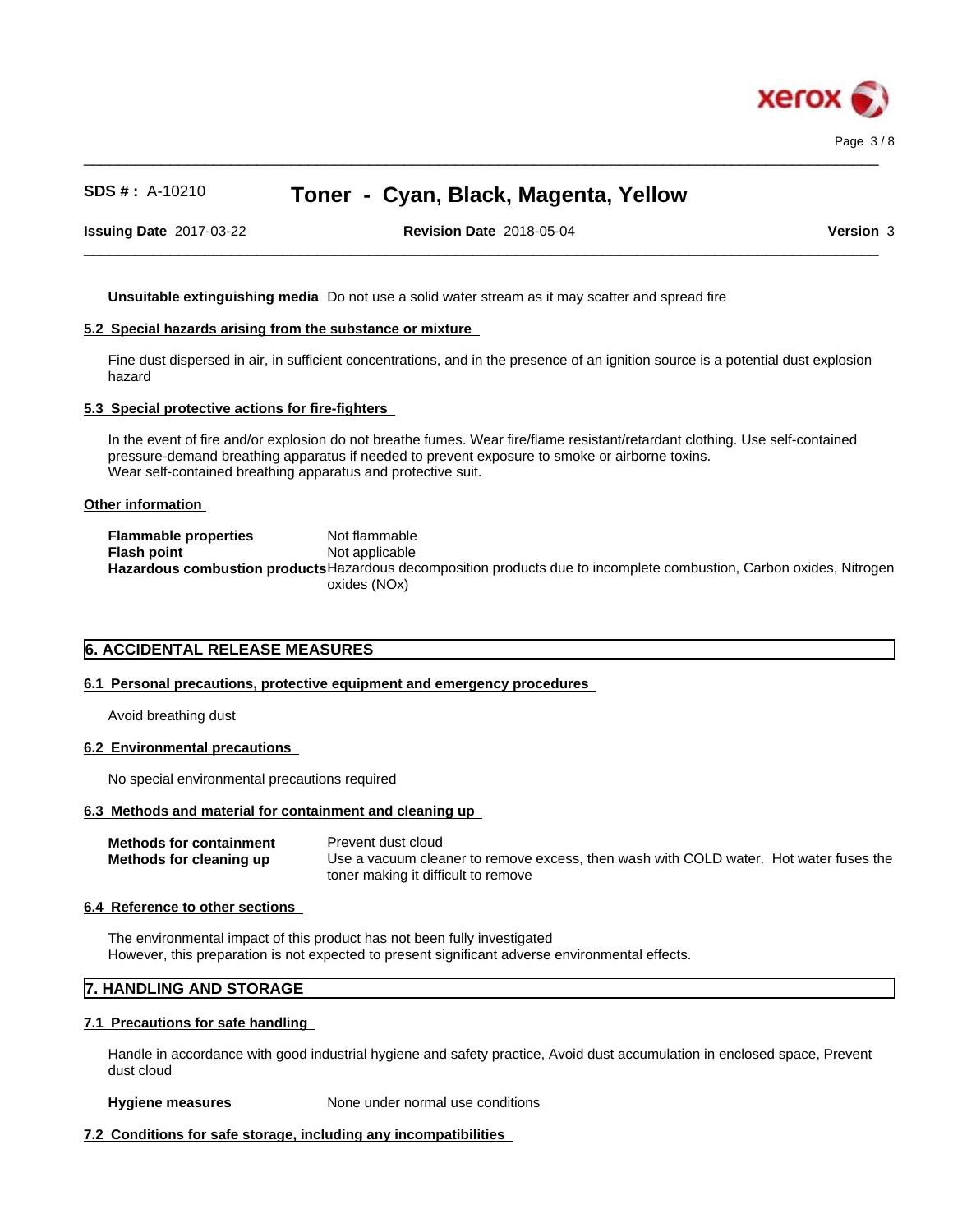**Unsuitable extinguishing media** Do not use a solid water stream as it may scatter and spread fire

### 5.2 Special hazards arising from the substance or mixture

Fine dust dispersed in air, in sufficient concentrations, and in the presence of an ignition source is a potential dust explosion hazard

### 5.3 Special protective actions for fire-fighters

In the event of fire and/or explosion do not breathe fumes. Wear fire/flame resistant/retardant clothing. Use self-contained pressure-demand breathing apparatus if needed to prevent exposure to smoke or airborne toxins.
Wear self-contained breathing apparatus and protective suit.

### Other information

**Flammable properties** Not flammable
**Flash point** Not applicable
**Hazardous combustion products** Hazardous decomposition products due to incomplete combustion, Carbon oxides, Nitrogen oxides (NOx)

## 6. ACCIDENTAL RELEASE MEASURES

### 6.1 Personal precautions, protective equipment and emergency procedures

Avoid breathing dust

### 6.2 Environmental precautions

No special environmental precautions required

### 6.3 Methods and material for containment and cleaning up

**Methods for containment** Prevent dust cloud
**Methods for cleaning up** Use a vacuum cleaner to remove excess, then wash with COLD water. Hot water fuses the toner making it difficult to remove

### 6.4 Reference to other sections

The environmental impact of this product has not been fully investigated
However, this preparation is not expected to present significant adverse environmental effects.

## 7. HANDLING AND STORAGE

### 7.1 Precautions for safe handling

Handle in accordance with good industrial hygiene and safety practice, Avoid dust accumulation in enclosed space, Prevent dust cloud

**Hygiene measures** None under normal use conditions

### 7.2 Conditions for safe storage, including any incompatibilities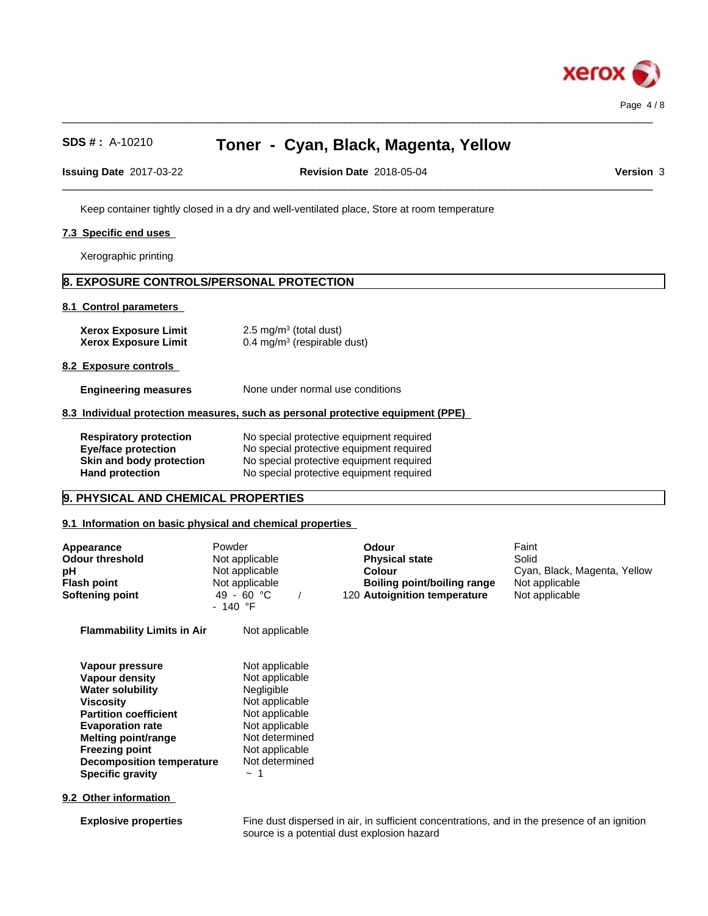Keep container tightly closed in a dry and well-ventilated place, Store at room temperature

### 7.3 Specific end uses

Xerographic printing

## 8. EXPOSURE CONTROLS/PERSONAL PROTECTION

### 8.1 Control parameters

| | |
|---|---|
| **Xerox Exposure Limit** | 2.5 mg/m³ (total dust) |
| **Xerox Exposure Limit** | 0.4 mg/m³ (respirable dust) |

### 8.2 Exposure controls

| | |
|---|---|
| **Engineering measures** | None under normal use conditions |

### 8.3 Individual protection measures, such as personal protective equipment (PPE)

| | |
|---|---|
| **Respiratory protection** | No special protective equipment required |
| **Eye/face protection** | No special protective equipment required |
| **Skin and body protection** | No special protective equipment required |
| **Hand protection** | No special protective equipment required |

## 9. PHYSICAL AND CHEMICAL PROPERTIES

### 9.1 Information on basic physical and chemical properties

| | | | |
|---|---|---|---|
| **Appearance** | Powder | **Odour** | Faint |
| **Odour threshold** | Not applicable | **Physical state** | Solid |
| **pH** | Not applicable | **Colour** | Cyan, Black, Magenta, Yellow |
| **Flash point** | Not applicable | **Boiling point/boiling range** | Not applicable |
| **Softening point** | 49 - 60 °C / 120 - 140 °F | **Autoignition temperature** | Not applicable |

| | |
|---|---|
| **Flammability Limits in Air** | Not applicable |

| | |
|---|---|
| **Vapour pressure** | Not applicable |
| **Vapour density** | Not applicable |
| **Water solubility** | Negligible |
| **Viscosity** | Not applicable |
| **Partition coefficient** | Not applicable |
| **Evaporation rate** | Not applicable |
| **Melting point/range** | Not determined |
| **Freezing point** | Not applicable |
| **Decomposition temperature** | Not determined |
| **Specific gravity** | ~ 1 |

### 9.2 Other information

| | |
|---|---|
| **Explosive properties** | Fine dust dispersed in air, in sufficient concentrations, and in the presence of an ignition source is a potential dust explosion hazard |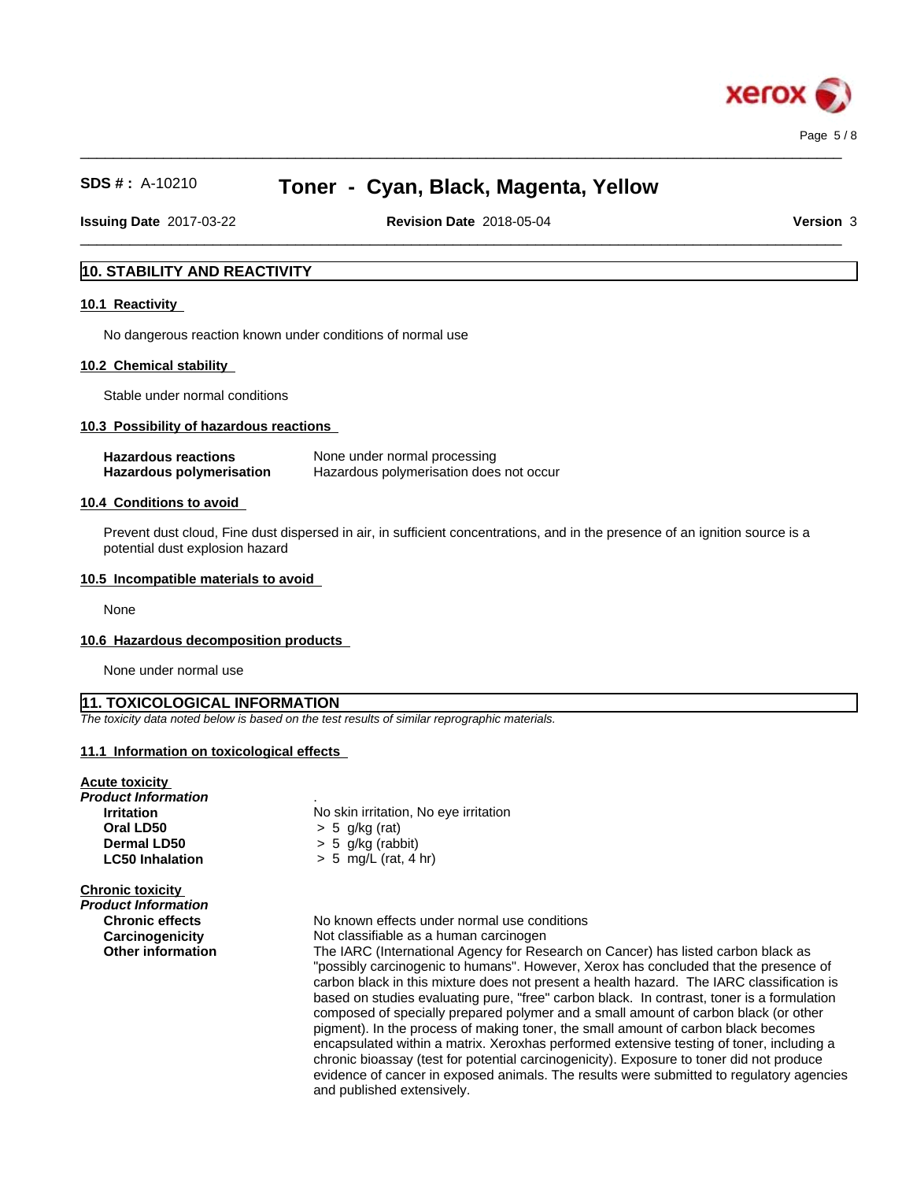## 10. STABILITY AND REACTIVITY

### 10.1 Reactivity

No dangerous reaction known under conditions of normal use

### 10.2 Chemical stability

Stable under normal conditions

### 10.3 Possibility of hazardous reactions

| | |
|---|---|
| **Hazardous reactions** | None under normal processing |
| **Hazardous polymerisation** | Hazardous polymerisation does not occur |

### 10.4 Conditions to avoid

Prevent dust cloud, Fine dust dispersed in air, in sufficient concentrations, and in the presence of an ignition source is a potential dust explosion hazard

### 10.5 Incompatible materials to avoid

None

### 10.6 Hazardous decomposition products

None under normal use

## 11. TOXICOLOGICAL INFORMATION

*The toxicity data noted below is based on the test results of similar reprographic materials.*

### 11.1 Information on toxicological effects

**Acute toxicity**

***Product Information***

| | |
|---|---|
| **Irritation** | No skin irritation, No eye irritation |
| **Oral LD50** | > 5 g/kg (rat) |
| **Dermal LD50** | > 5 g/kg (rabbit) |
| **LC50 Inhalation** | > 5 mg/L (rat, 4 hr) |

**Chronic toxicity**

***Product Information***

| | |
|---|---|
| **Chronic effects** | No known effects under normal use conditions |
| **Carcinogenicity** | Not classifiable as a human carcinogen |
| **Other information** | The IARC (International Agency for Research on Cancer) has listed carbon black as "possibly carcinogenic to humans". However, Xerox has concluded that the presence of carbon black in this mixture does not present a health hazard. The IARC classification is based on studies evaluating pure, "free" carbon black. In contrast, toner is a formulation composed of specially prepared polymer and a small amount of carbon black (or other pigment). In the process of making toner, the small amount of carbon black becomes encapsulated within a matrix. Xeroxhas performed extensive testing of toner, including a chronic bioassay (test for potential carcinogenicity). Exposure to toner did not produce evidence of cancer in exposed animals. The results were submitted to regulatory agencies and published extensively. |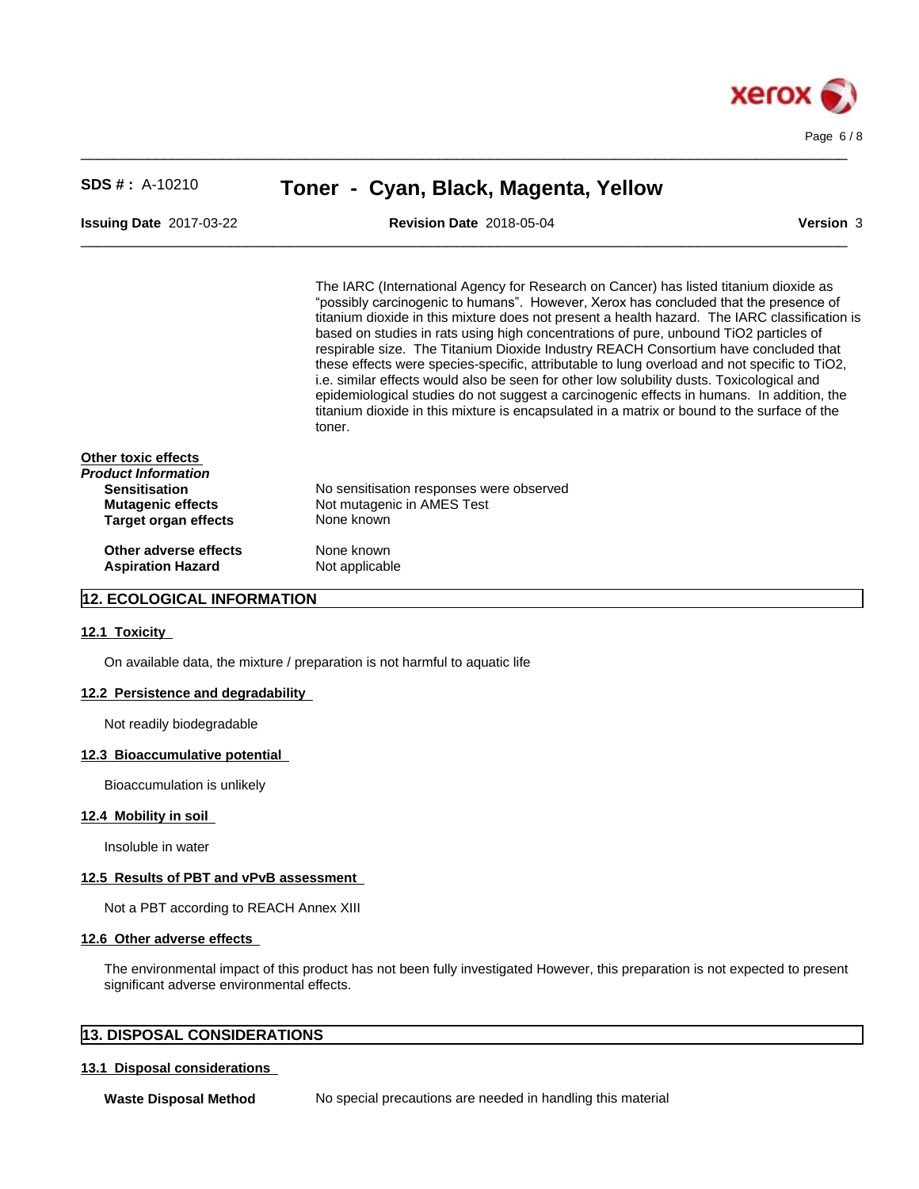The IARC (International Agency for Research on Cancer) has listed titanium dioxide as "possibly carcinogenic to humans". However, Xerox has concluded that the presence of titanium dioxide in this mixture does not present a health hazard. The IARC classification is based on studies in rats using high concentrations of pure, unbound $TiO_2$ particles of respirable size. The Titanium Dioxide Industry REACH Consortium have concluded that these effects were species-specific, attributable to lung overload and not specific to $TiO_2$, i.e. similar effects would also be seen for other low solubility dusts. Toxicological and epidemiological studies do not suggest a carcinogenic effects in humans. In addition, the titanium dioxide in this mixture is encapsulated in a matrix or bound to the surface of the toner.

**Other toxic effects**

***Product Information***

| | |
|---|---|
| **Sensitisation** | No sensitisation responses were observed |
| **Mutagenic effects** | Not mutagenic in AMES Test |
| **Target organ effects** | None known |
| **Other adverse effects** | None known |
| **Aspiration Hazard** | Not applicable |

## 12. ECOLOGICAL INFORMATION

### 12.1 Toxicity

On available data, the mixture / preparation is not harmful to aquatic life

### 12.2 Persistence and degradability

Not readily biodegradable

### 12.3 Bioaccumulative potential

Bioaccumulation is unlikely

### 12.4 Mobility in soil

Insoluble in water

### 12.5 Results of PBT and vPvB assessment

Not a PBT according to REACH Annex XIII

### 12.6 Other adverse effects

The environmental impact of this product has not been fully investigated However, this preparation is not expected to present significant adverse environmental effects.

## 13. DISPOSAL CONSIDERATIONS

### 13.1 Disposal considerations

**Waste Disposal Method** — No special precautions are needed in handling this material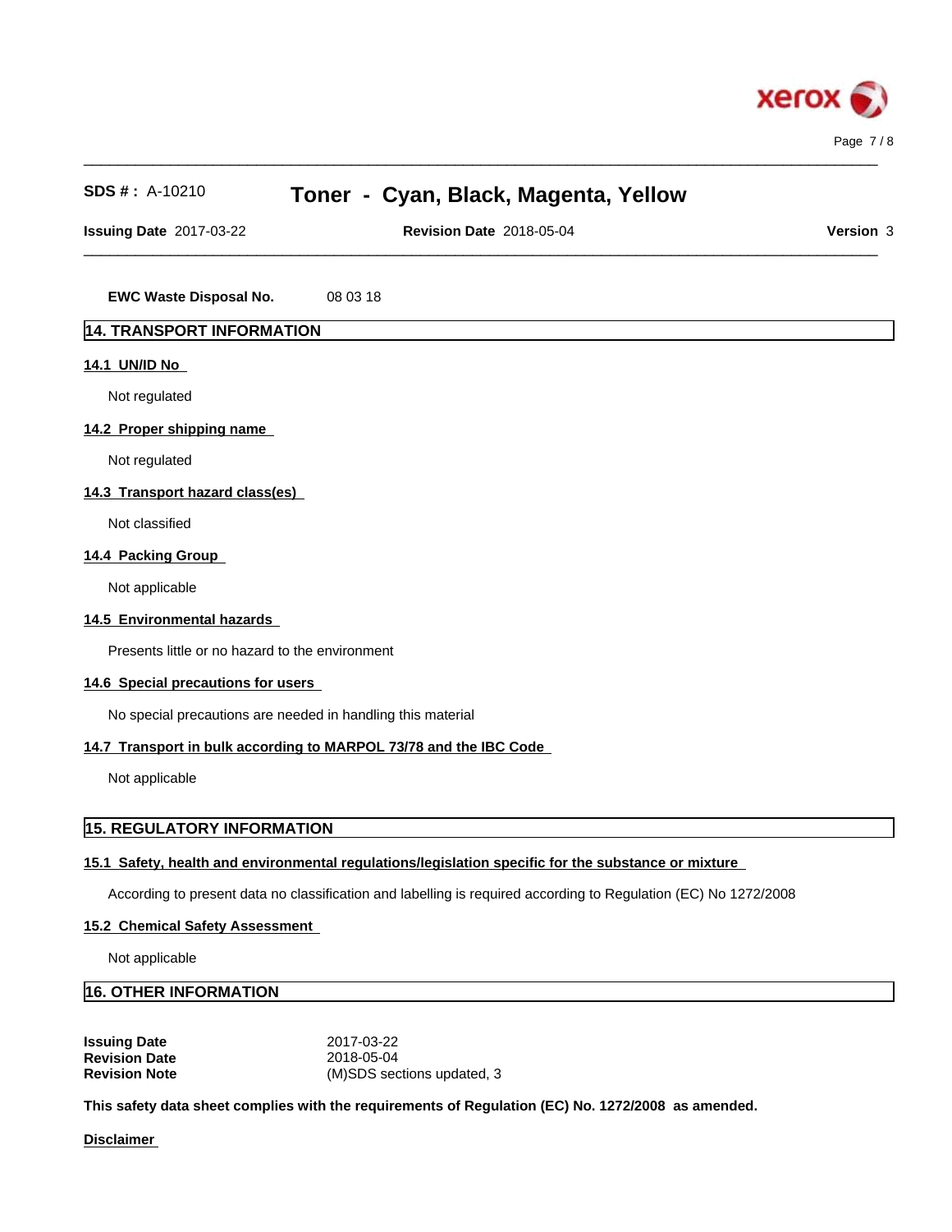**EWC Waste Disposal No.** 08 03 18

## 14. TRANSPORT INFORMATION

### 14.1 UN/ID No

Not regulated

### 14.2 Proper shipping name

Not regulated

### 14.3 Transport hazard class(es)

Not classified

### 14.4 Packing Group

Not applicable

### 14.5 Environmental hazards

Presents little or no hazard to the environment

### 14.6 Special precautions for users

No special precautions are needed in handling this material

### 14.7 Transport in bulk according to MARPOL 73/78 and the IBC Code

Not applicable

## 15. REGULATORY INFORMATION

### 15.1 Safety, health and environmental regulations/legislation specific for the substance or mixture

According to present data no classification and labelling is required according to Regulation (EC) No 1272/2008

### 15.2 Chemical Safety Assessment

Not applicable

## 16. OTHER INFORMATION

**Issuing Date** 2017-03-22
**Revision Date** 2018-05-04
**Revision Note** (M)SDS sections updated, 3

**This safety data sheet complies with the requirements of Regulation (EC) No. 1272/2008 as amended.**

### Disclaimer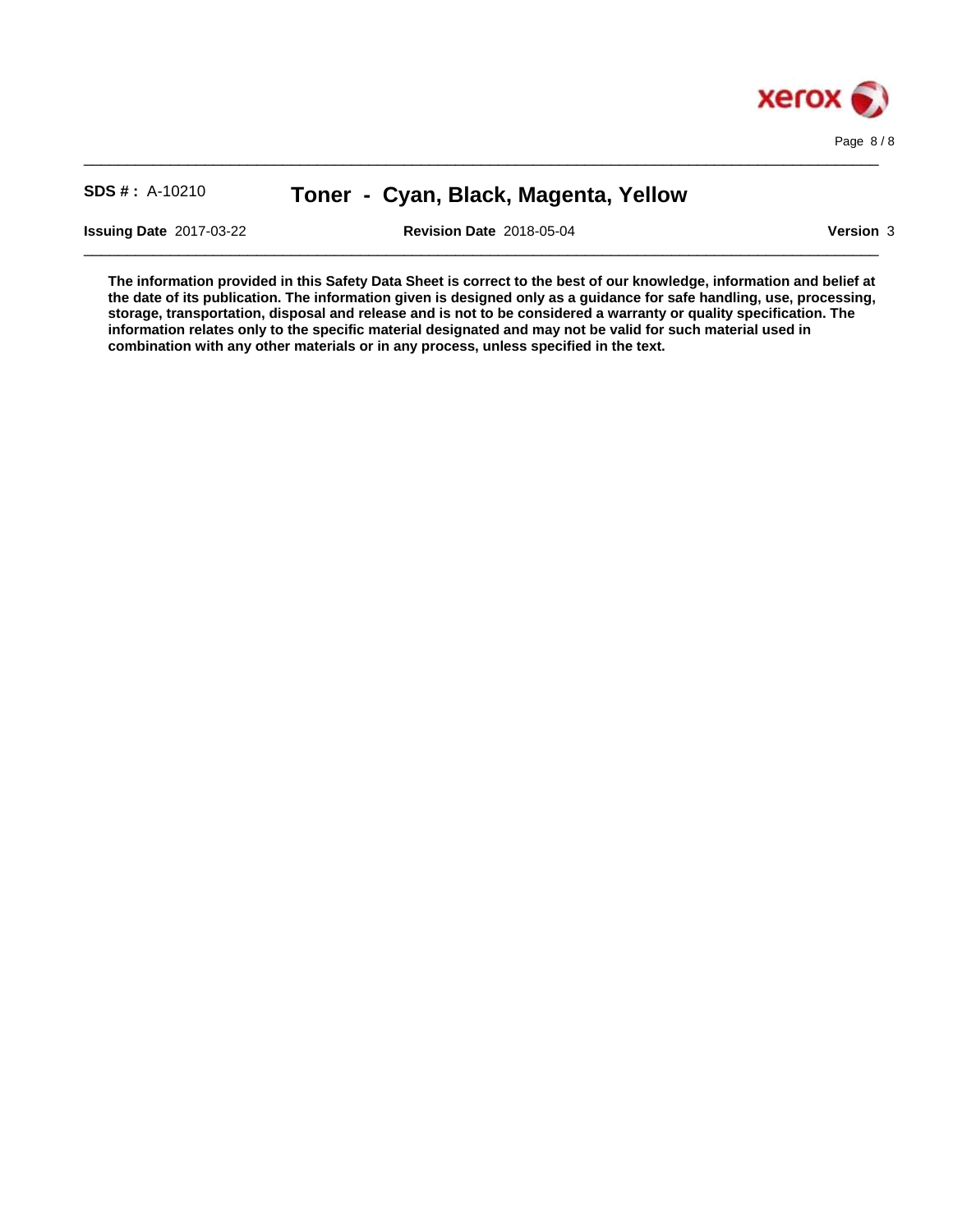**The information provided in this Safety Data Sheet is correct to the best of our knowledge, information and belief at the date of its publication. The information given is designed only as a guidance for safe handling, use, processing, storage, transportation, disposal and release and is not to be considered a warranty or quality specification. The information relates only to the specific material designated and may not be valid for such material used in combination with any other materials or in any process, unless specified in the text.**